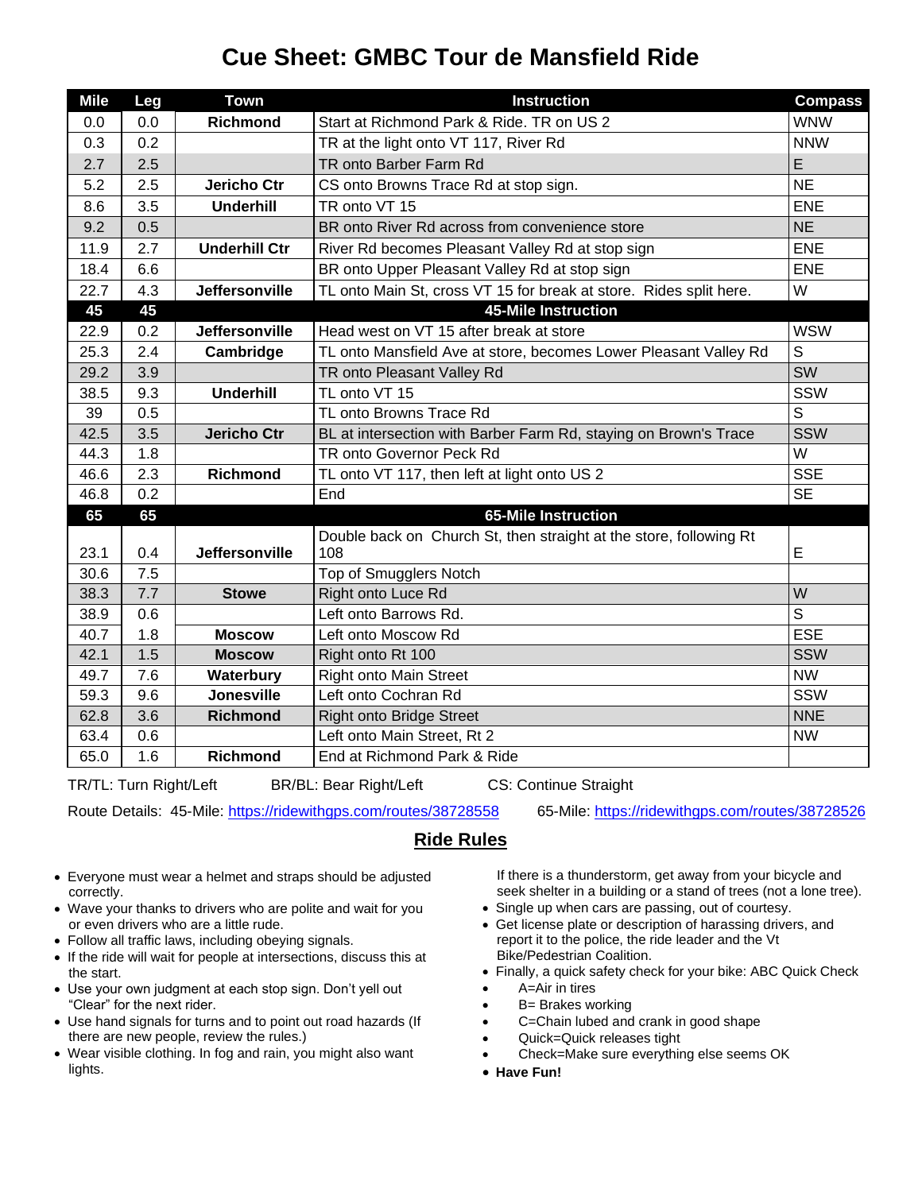# Cue Sheet: GMBC Tour de Mansfield Ride

| Mile | Leg | Town | Instruction | Compass |
|---|---|---|---|---|
| 0.0 | 0.0 | **Richmond** | Start at Richmond Park & Ride. TR on US 2 | WNW |
| 0.3 | 0.2 | | TR at the light onto VT 117, River Rd | NNW |
| 2.7 | 2.5 | | TR onto Barber Farm Rd | E |
| 5.2 | 2.5 | **Jericho Ctr** | CS onto Browns Trace Rd at stop sign. | NE |
| 8.6 | 3.5 | **Underhill** | TR onto VT 15 | ENE |
| 9.2 | 0.5 | | BR onto River Rd across from convenience store | NE |
| 11.9 | 2.7 | **Underhill Ctr** | River Rd becomes Pleasant Valley Rd at stop sign | ENE |
| 18.4 | 6.6 | | BR onto Upper Pleasant Valley Rd at stop sign | ENE |
| 22.7 | 4.3 | **Jeffersonville** | TL onto Main St, cross VT 15 for break at store. Rides split here. | W |
| **45** | **45** | | **45-Mile Instruction** | |
| 22.9 | 0.2 | **Jeffersonville** | Head west on VT 15 after break at store | WSW |
| 25.3 | 2.4 | **Cambridge** | TL onto Mansfield Ave at store, becomes Lower Pleasant Valley Rd | S |
| 29.2 | 3.9 | | TR onto Pleasant Valley Rd | SW |
| 38.5 | 9.3 | **Underhill** | TL onto VT 15 | SSW |
| 39 | 0.5 | | TL onto Browns Trace Rd | S |
| 42.5 | 3.5 | **Jericho Ctr** | BL at intersection with Barber Farm Rd, staying on Brown's Trace | SSW |
| 44.3 | 1.8 | | TR onto Governor Peck Rd | W |
| 46.6 | 2.3 | **Richmond** | TL onto VT 117, then left at light onto US 2 | SSE |
| 46.8 | 0.2 | | End | SE |
| **65** | **65** | | **65-Mile Instruction** | |
| 23.1 | 0.4 | **Jeffersonville** | Double back on Church St, then straight at the store, following Rt 108 | E |
| 30.6 | 7.5 | | Top of Smugglers Notch | |
| 38.3 | 7.7 | **Stowe** | Right onto Luce Rd | W |
| 38.9 | 0.6 | | Left onto Barrows Rd. | S |
| 40.7 | 1.8 | **Moscow** | Left onto Moscow Rd | ESE |
| 42.1 | 1.5 | **Moscow** | Right onto Rt 100 | SSW |
| 49.7 | 7.6 | **Waterbury** | Right onto Main Street | NW |
| 59.3 | 9.6 | **Jonesville** | Left onto Cochran Rd | SSW |
| 62.8 | 3.6 | **Richmond** | Right onto Bridge Street | NNE |
| 63.4 | 0.6 | | Left onto Main Street, Rt 2 | NW |
| 65.0 | 1.6 | **Richmond** | End at Richmond Park & Ride | |

TR/TL: Turn Right/Left    BR/BL: Bear Right/Left    CS: Continue Straight

Route Details: 45-Mile: https://ridewithgps.com/routes/38728558    65-Mile: https://ridewithgps.com/routes/38728526

## Ride Rules

- Everyone must wear a helmet and straps should be adjusted correctly.
- Wave your thanks to drivers who are polite and wait for you or even drivers who are a little rude.
- Follow all traffic laws, including obeying signals.
- If the ride will wait for people at intersections, discuss this at the start.
- Use your own judgment at each stop sign. Don't yell out "Clear" for the next rider.
- Use hand signals for turns and to point out road hazards (If there are new people, review the rules.)
- Wear visible clothing. In fog and rain, you might also want lights.

If there is a thunderstorm, get away from your bicycle and seek shelter in a building or a stand of trees (not a lone tree).

- Single up when cars are passing, out of courtesy.
- Get license plate or description of harassing drivers, and report it to the police, the ride leader and the Vt Bike/Pedestrian Coalition.
- Finally, a quick safety check for your bike: ABC Quick Check
- A=Air in tires
- B= Brakes working
- C=Chain lubed and crank in good shape
- Quick=Quick releases tight
- Check=Make sure everything else seems OK
- **Have Fun!**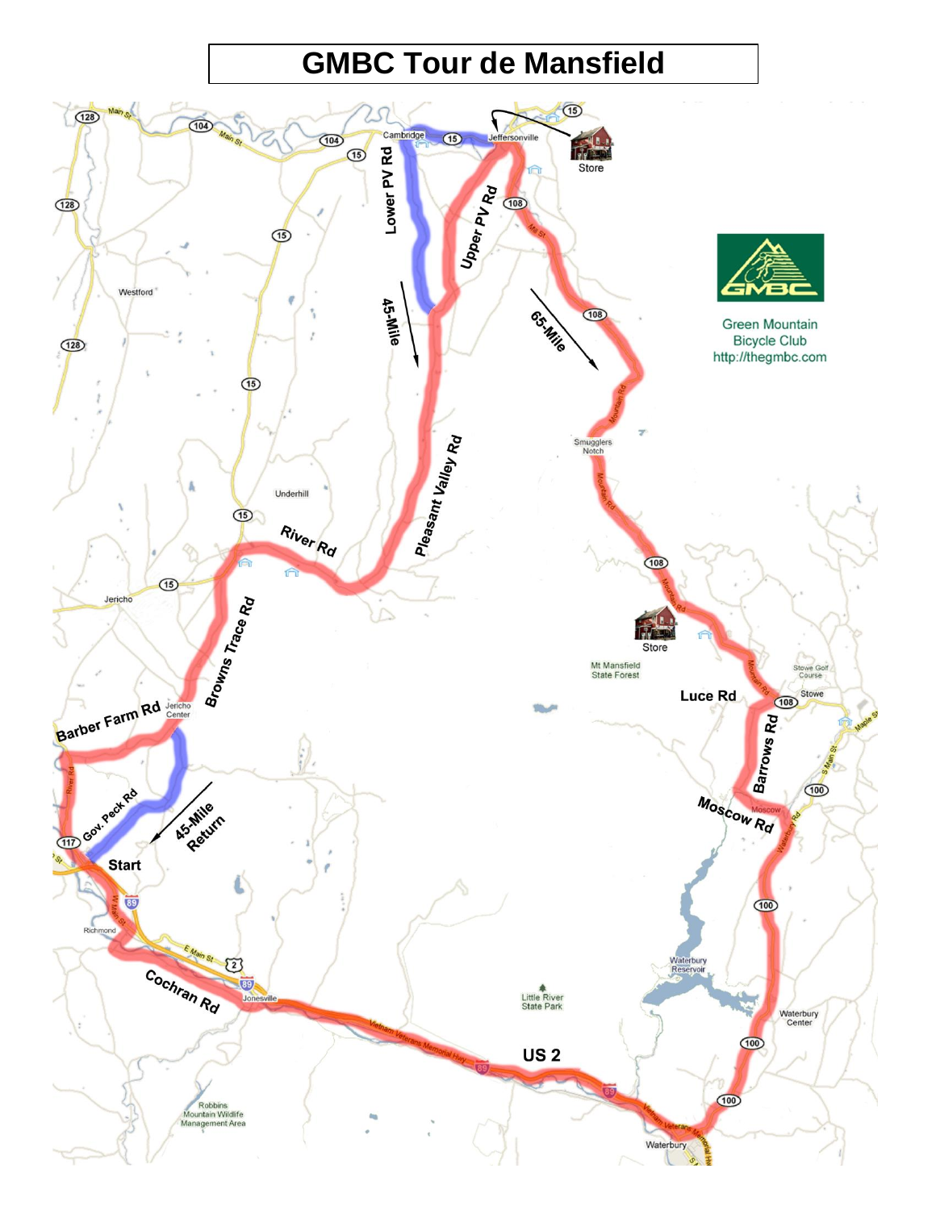# GMBC Tour de Mansfield

Green Mountain Bicycle Club
http://thegmbc.com

Lower PV Rd
Upper PV Rd
45-Mile
65-Mile
Pleasant Valley Rd
River Rd
Browns Trace Rd
Barber Farm Rd
Gov. Peck Rd
45-Mile Return
Start
Cochran Rd
US 2
Luce Rd
Barrows Rd
Moscow Rd
Store
Store